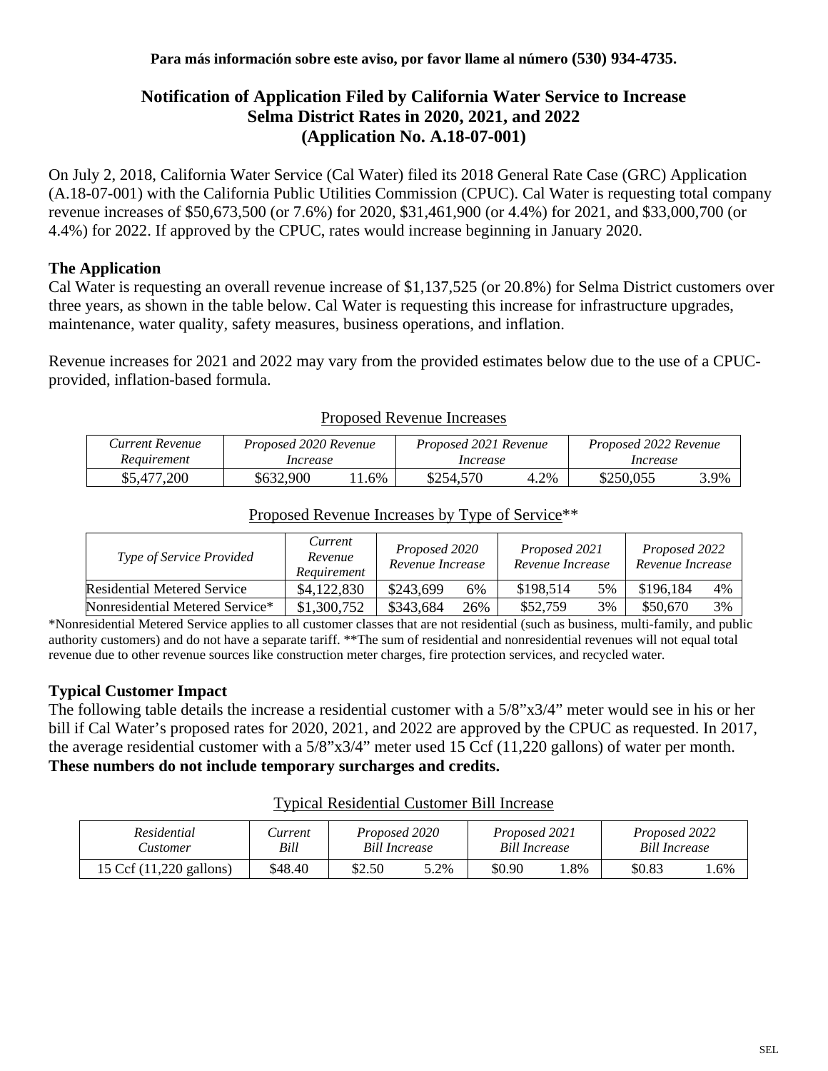**Para más información sobre este aviso, por favor llame al número (530) 934-4735.**

# Notification of Application Filed by California Water Service to Increase Selma District Rates in 2020, 2021, and 2022 (Application No. A.18-07-001)

On July 2, 2018, California Water Service (Cal Water) filed its 2018 General Rate Case (GRC) Application (A.18-07-001) with the California Public Utilities Commission (CPUC). Cal Water is requesting total company revenue increases of $50,673,500 (or 7.6%) for 2020, $31,461,900 (or 4.4%) for 2021, and $33,000,700 (or 4.4%) for 2022. If approved by the CPUC, rates would increase beginning in January 2020.

## The Application

Cal Water is requesting an overall revenue increase of $1,137,525 (or 20.8%) for Selma District customers over three years, as shown in the table below. Cal Water is requesting this increase for infrastructure upgrades, maintenance, water quality, safety measures, business operations, and inflation.

Revenue increases for 2021 and 2022 may vary from the provided estimates below due to the use of a CPUC-provided, inflation-based formula.

Proposed Revenue Increases

| *Current Revenue Requirement* | *Proposed 2020 Revenue Increase* | | *Proposed 2021 Revenue Increase* | | *Proposed 2022 Revenue Increase* | |
|---|---|---|---|---|---|---|
| $5,477,200 | $632,900 | 11.6% | $254,570 | 4.2% | $250,055 | 3.9% |

Proposed Revenue Increases by Type of Service**

| *Type of Service Provided* | *Current Revenue Requirement* | *Proposed 2020 Revenue Increase* | | *Proposed 2021 Revenue Increase* | | *Proposed 2022 Revenue Increase* | |
|---|---|---|---|---|---|---|---|
| Residential Metered Service | $4,122,830 | $243,699 | 6% | $198,514 | 5% | $196,184 | 4% |
| Nonresidential Metered Service* | $1,300,752 | $343,684 | 26% | $52,759 | 3% | $50,670 | 3% |

*Nonresidential Metered Service applies to all customer classes that are not residential (such as business, multi-family, and public authority customers) and do not have a separate tariff. **The sum of residential and nonresidential revenues will not equal total revenue due to other revenue sources like construction meter charges, fire protection services, and recycled water.

## Typical Customer Impact

The following table details the increase a residential customer with a 5/8"x3/4" meter would see in his or her bill if Cal Water's proposed rates for 2020, 2021, and 2022 are approved by the CPUC as requested. In 2017, the average residential customer with a 5/8"x3/4" meter used 15 Ccf (11,220 gallons) of water per month. **These numbers do not include temporary surcharges and credits.**

Typical Residential Customer Bill Increase

| *Residential Customer* | *Current Bill* | *Proposed 2020 Bill Increase* | | *Proposed 2021 Bill Increase* | | *Proposed 2022 Bill Increase* | |
|---|---|---|---|---|---|---|---|
| 15 Ccf (11,220 gallons) | $48.40 | $2.50 | 5.2% | $0.90 | 1.8% | $0.83 | 1.6% |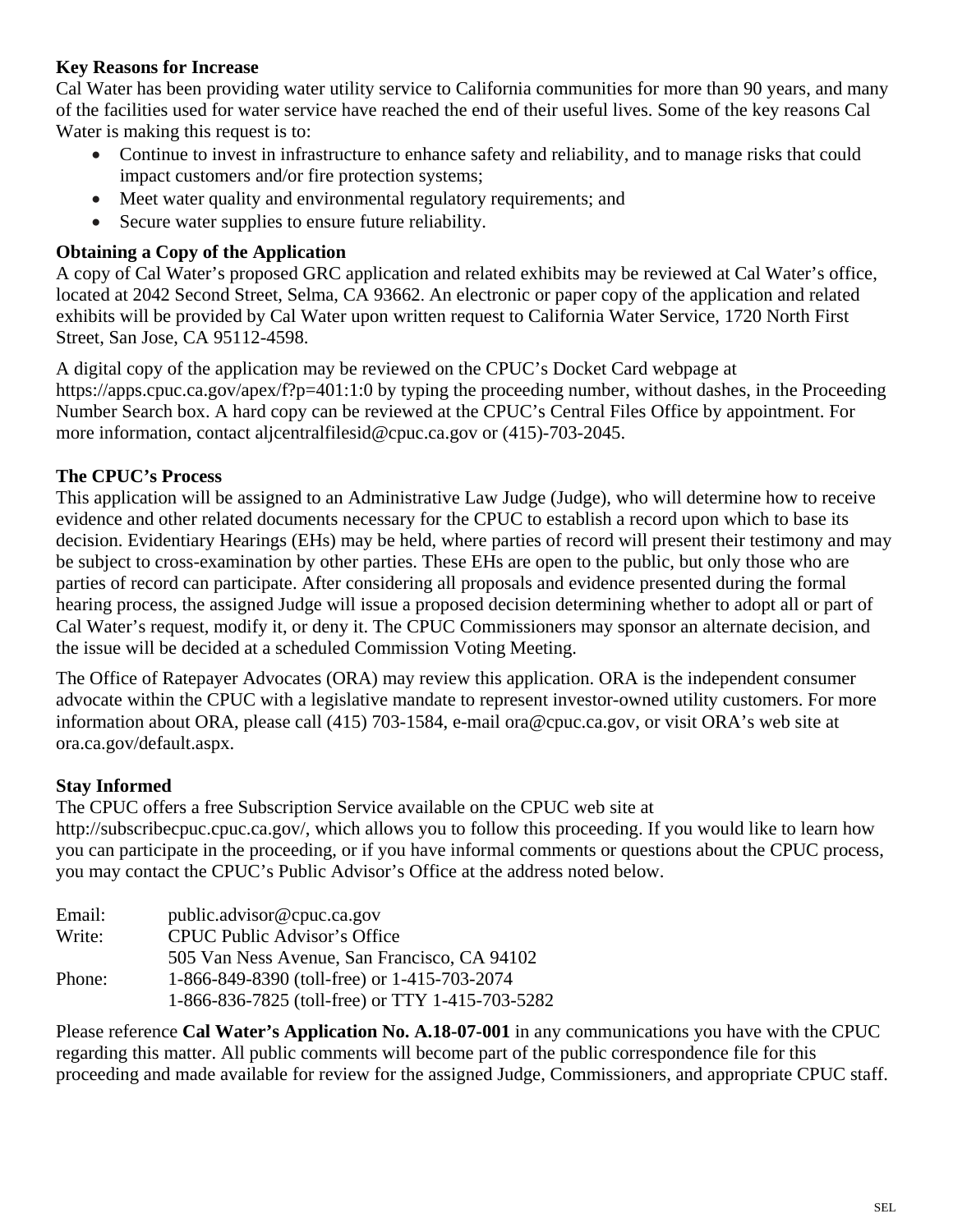**Key Reasons for Increase**

Cal Water has been providing water utility service to California communities for more than 90 years, and many of the facilities used for water service have reached the end of their useful lives. Some of the key reasons Cal Water is making this request is to:

- Continue to invest in infrastructure to enhance safety and reliability, and to manage risks that could impact customers and/or fire protection systems;
- Meet water quality and environmental regulatory requirements; and
- Secure water supplies to ensure future reliability.

**Obtaining a Copy of the Application**

A copy of Cal Water's proposed GRC application and related exhibits may be reviewed at Cal Water's office, located at 2042 Second Street, Selma, CA 93662. An electronic or paper copy of the application and related exhibits will be provided by Cal Water upon written request to California Water Service, 1720 North First Street, San Jose, CA 95112-4598.

A digital copy of the application may be reviewed on the CPUC's Docket Card webpage at https://apps.cpuc.ca.gov/apex/f?p=401:1:0 by typing the proceeding number, without dashes, in the Proceeding Number Search box. A hard copy can be reviewed at the CPUC's Central Files Office by appointment. For more information, contact aljcentralfilesid@cpuc.ca.gov or (415)-703-2045.

**The CPUC's Process**

This application will be assigned to an Administrative Law Judge (Judge), who will determine how to receive evidence and other related documents necessary for the CPUC to establish a record upon which to base its decision. Evidentiary Hearings (EHs) may be held, where parties of record will present their testimony and may be subject to cross-examination by other parties. These EHs are open to the public, but only those who are parties of record can participate. After considering all proposals and evidence presented during the formal hearing process, the assigned Judge will issue a proposed decision determining whether to adopt all or part of Cal Water's request, modify it, or deny it. The CPUC Commissioners may sponsor an alternate decision, and the issue will be decided at a scheduled Commission Voting Meeting.

The Office of Ratepayer Advocates (ORA) may review this application. ORA is the independent consumer advocate within the CPUC with a legislative mandate to represent investor-owned utility customers. For more information about ORA, please call (415) 703-1584, e-mail ora@cpuc.ca.gov, or visit ORA's web site at ora.ca.gov/default.aspx.

**Stay Informed**

The CPUC offers a free Subscription Service available on the CPUC web site at http://subscribecpuc.cpuc.ca.gov/, which allows you to follow this proceeding. If you would like to learn how you can participate in the proceeding, or if you have informal comments or questions about the CPUC process, you may contact the CPUC's Public Advisor's Office at the address noted below.

| | |
|---|---|
| Email: | public.advisor@cpuc.ca.gov |
| Write: | CPUC Public Advisor's Office<br>505 Van Ness Avenue, San Francisco, CA 94102 |
| Phone: | 1-866-849-8390 (toll-free) or 1-415-703-2074<br>1-866-836-7825 (toll-free) or TTY 1-415-703-5282 |

Please reference **Cal Water's Application No. A.18-07-001** in any communications you have with the CPUC regarding this matter. All public comments will become part of the public correspondence file for this proceeding and made available for review for the assigned Judge, Commissioners, and appropriate CPUC staff.